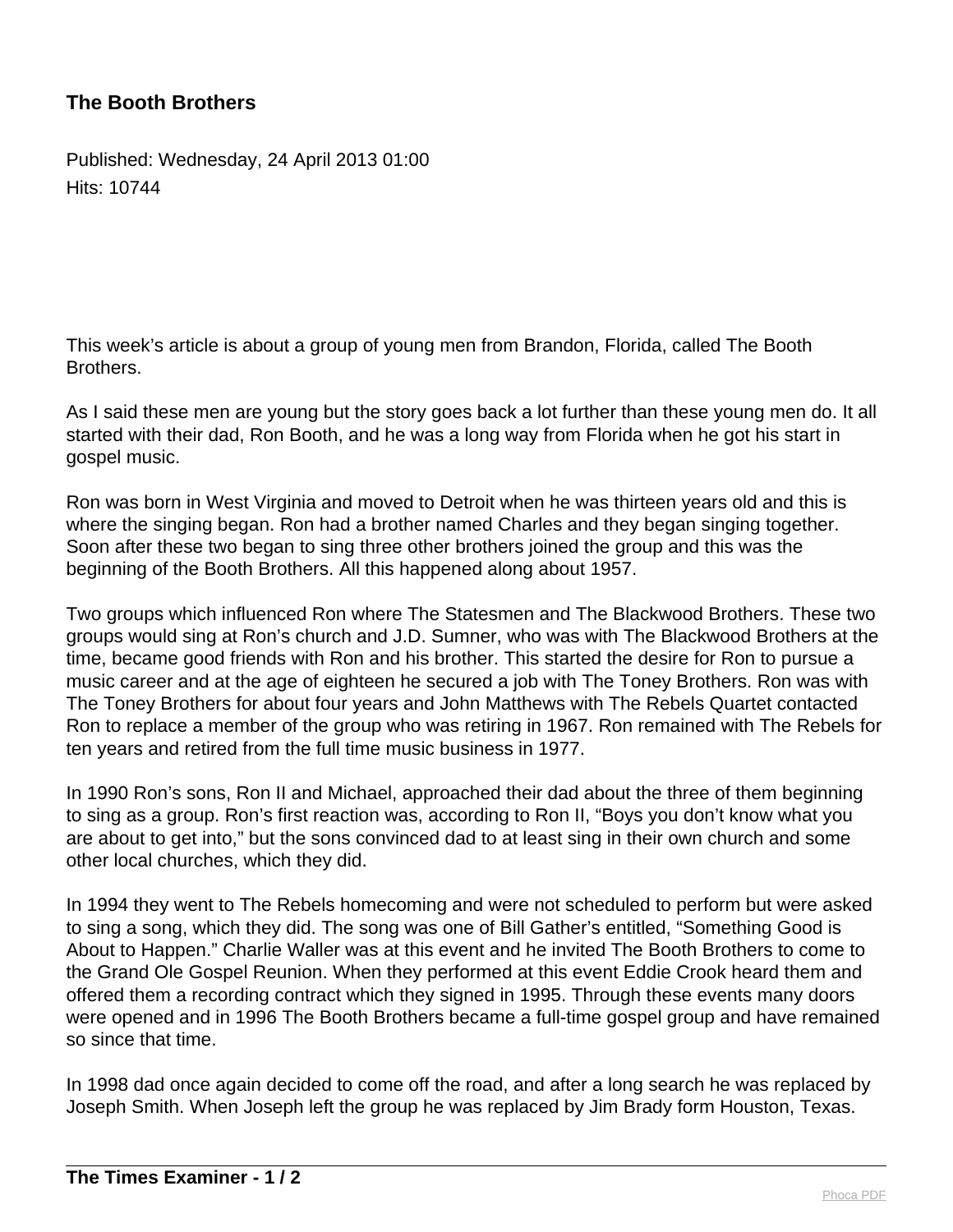# The Booth Brothers

Published: Wednesday, 24 April 2013 01:00
Hits: 10744

This week's article is about a group of young men from Brandon, Florida, called The Booth Brothers.

As I said these men are young but the story goes back a lot further than these young men do. It all started with their dad, Ron Booth, and he was a long way from Florida when he got his start in gospel music.

Ron was born in West Virginia and moved to Detroit when he was thirteen years old and this is where the singing began. Ron had a brother named Charles and they began singing together. Soon after these two began to sing three other brothers joined the group and this was the beginning of the Booth Brothers. All this happened along about 1957.

Two groups which influenced Ron where The Statesmen and The Blackwood Brothers. These two groups would sing at Ron's church and J.D. Sumner, who was with The Blackwood Brothers at the time, became good friends with Ron and his brother. This started the desire for Ron to pursue a music career and at the age of eighteen he secured a job with The Toney Brothers. Ron was with The Toney Brothers for about four years and John Matthews with The Rebels Quartet contacted Ron to replace a member of the group who was retiring in 1967. Ron remained with The Rebels for ten years and retired from the full time music business in 1977.

In 1990 Ron's sons, Ron II and Michael, approached their dad about the three of them beginning to sing as a group. Ron's first reaction was, according to Ron II, "Boys you don't know what you are about to get into," but the sons convinced dad to at least sing in their own church and some other local churches, which they did.

In 1994 they went to The Rebels homecoming and were not scheduled to perform but were asked to sing a song, which they did. The song was one of Bill Gather's entitled, "Something Good is About to Happen." Charlie Waller was at this event and he invited The Booth Brothers to come to the Grand Ole Gospel Reunion. When they performed at this event Eddie Crook heard them and offered them a recording contract which they signed in 1995. Through these events many doors were opened and in 1996 The Booth Brothers became a full-time gospel group and have remained so since that time.

In 1998 dad once again decided to come off the road, and after a long search he was replaced by Joseph Smith. When Joseph left the group he was replaced by Jim Brady form Houston, Texas.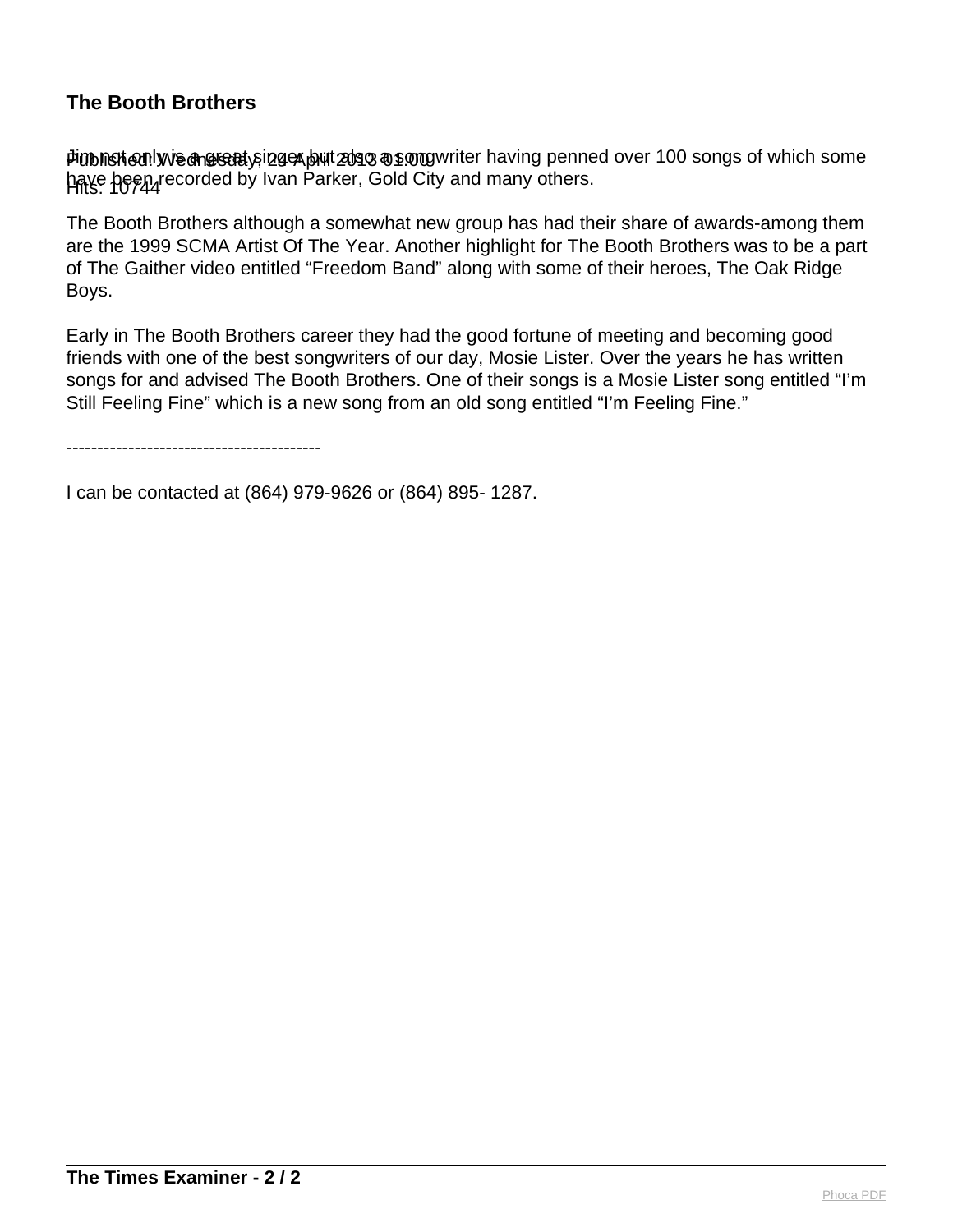Jim not only is a great singer but also a songwriter having penned over 100 songs of which some have been recorded by Ivan Parker, Gold City and many others.

The Booth Brothers although a somewhat new group has had their share of awards-among them are the 1999 SCMA Artist Of The Year. Another highlight for The Booth Brothers was to be a part of The Gaither video entitled "Freedom Band" along with some of their heroes, The Oak Ridge Boys.

Early in The Booth Brothers career they had the good fortune of meeting and becoming good friends with one of the best songwriters of our day, Mosie Lister. Over the years he has written songs for and advised The Booth Brothers. One of their songs is a Mosie Lister song entitled "I'm Still Feeling Fine" which is a new song from an old song entitled "I'm Feeling Fine."

-----------------------------------------

I can be contacted at (864) 979-9626 or (864) 895- 1287.